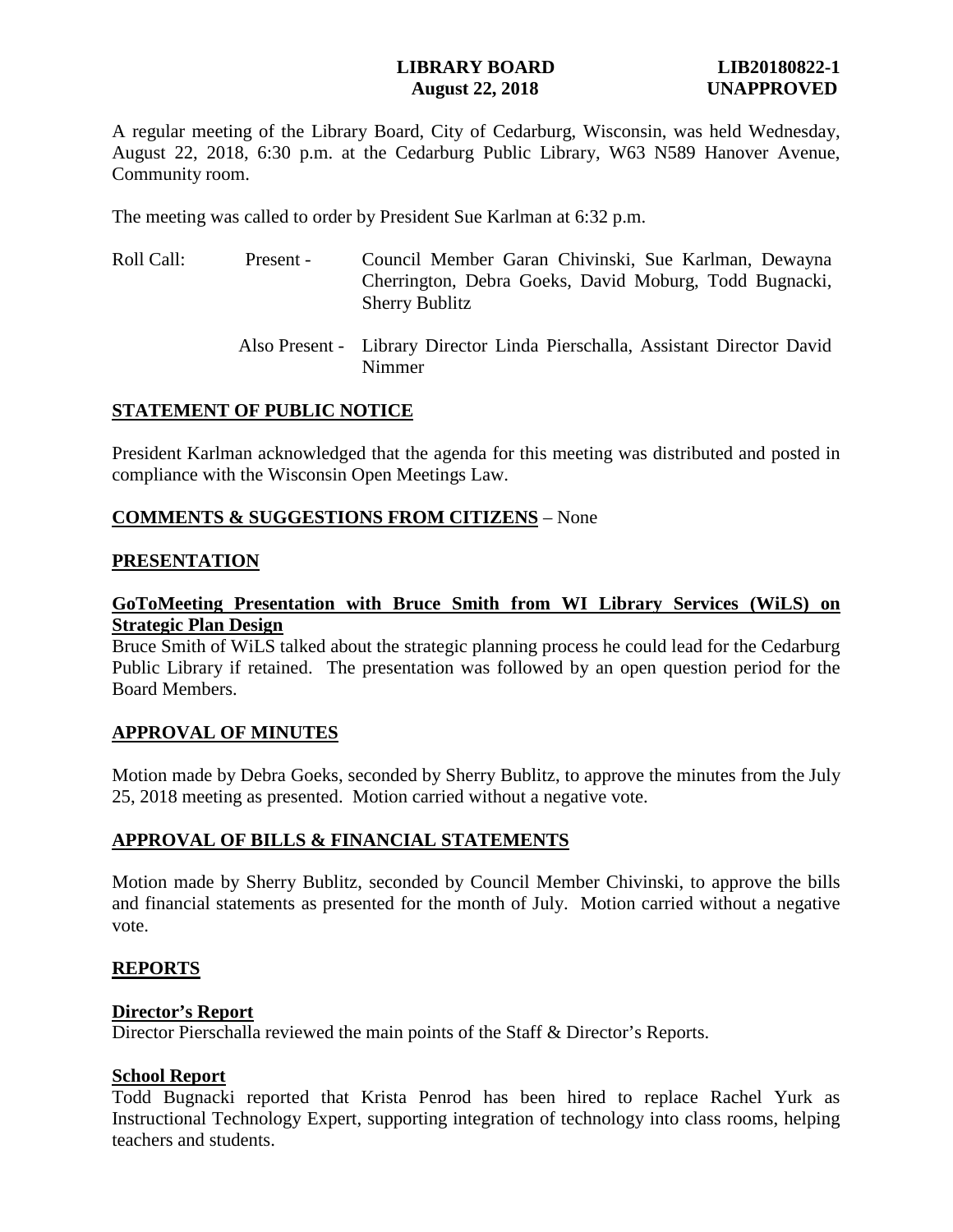**LIBRARY BOARD** **LIB20180822-1**
**August 22, 2018** **UNAPPROVED**

A regular meeting of the Library Board, City of Cedarburg, Wisconsin, was held Wednesday, August 22, 2018, 6:30 p.m. at the Cedarburg Public Library, W63 N589 Hanover Avenue, Community room.

The meeting was called to order by President Sue Karlman at 6:32 p.m.

Roll Call: Present - Council Member Garan Chivinski, Sue Karlman, Dewayna Cherrington, Debra Goeks, David Moburg, Todd Bugnacki, Sherry Bublitz

Also Present - Library Director Linda Pierschalla, Assistant Director David Nimmer

## STATEMENT OF PUBLIC NOTICE

President Karlman acknowledged that the agenda for this meeting was distributed and posted in compliance with the Wisconsin Open Meetings Law.

## COMMENTS & SUGGESTIONS FROM CITIZENS – None

## PRESENTATION

### GoToMeeting Presentation with Bruce Smith from WI Library Services (WiLS) on Strategic Plan Design

Bruce Smith of WiLS talked about the strategic planning process he could lead for the Cedarburg Public Library if retained. The presentation was followed by an open question period for the Board Members.

## APPROVAL OF MINUTES

Motion made by Debra Goeks, seconded by Sherry Bublitz, to approve the minutes from the July 25, 2018 meeting as presented. Motion carried without a negative vote.

## APPROVAL OF BILLS & FINANCIAL STATEMENTS

Motion made by Sherry Bublitz, seconded by Council Member Chivinski, to approve the bills and financial statements as presented for the month of July. Motion carried without a negative vote.

## REPORTS

### Director's Report

Director Pierschalla reviewed the main points of the Staff & Director's Reports.

### School Report

Todd Bugnacki reported that Krista Penrod has been hired to replace Rachel Yurk as Instructional Technology Expert, supporting integration of technology into class rooms, helping teachers and students.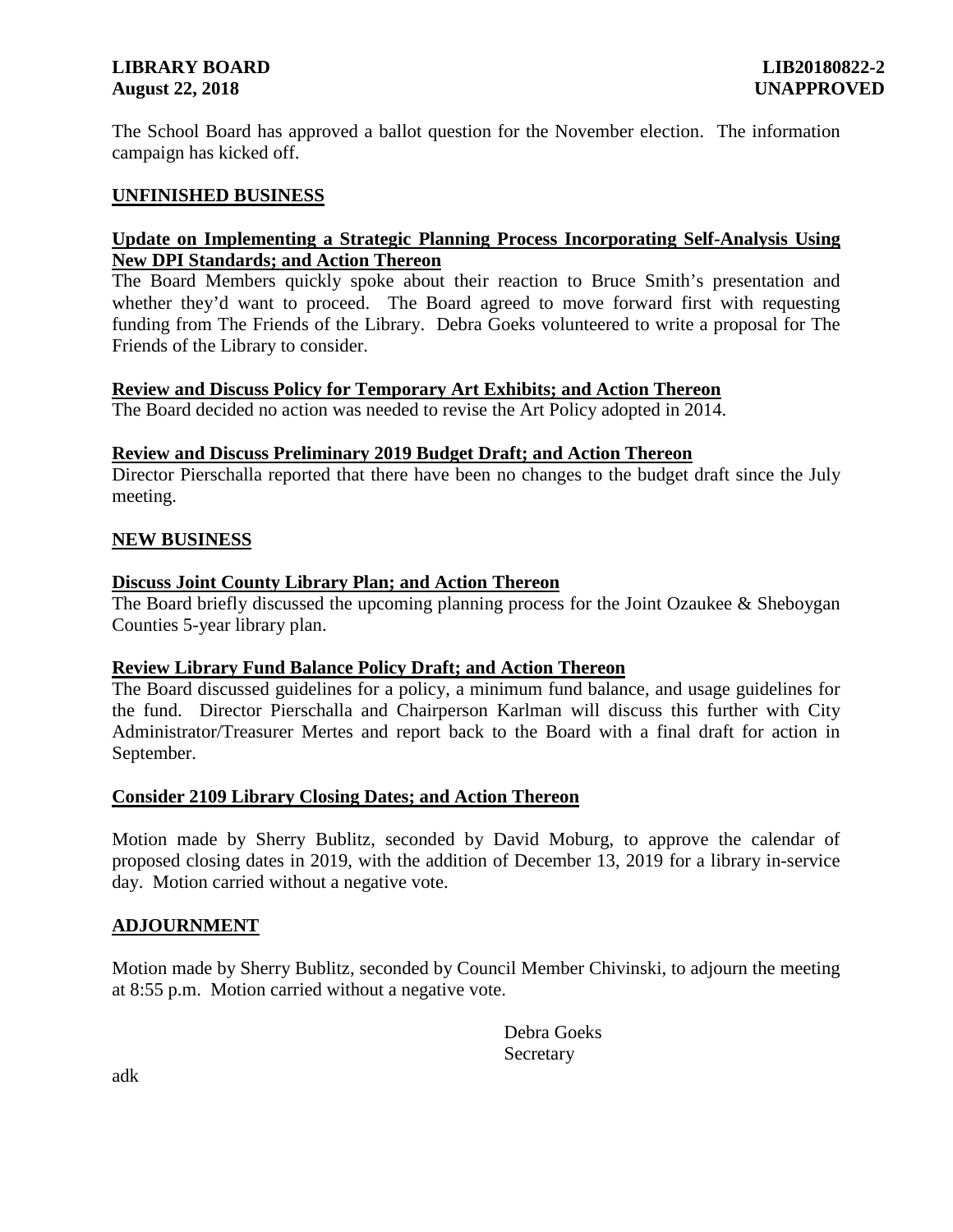The School Board has approved a ballot question for the November election. The information campaign has kicked off.

## UNFINISHED BUSINESS

### Update on Implementing a Strategic Planning Process Incorporating Self-Analysis Using New DPI Standards; and Action Thereon

The Board Members quickly spoke about their reaction to Bruce Smith's presentation and whether they'd want to proceed. The Board agreed to move forward first with requesting funding from The Friends of the Library. Debra Goeks volunteered to write a proposal for The Friends of the Library to consider.

### Review and Discuss Policy for Temporary Art Exhibits; and Action Thereon

The Board decided no action was needed to revise the Art Policy adopted in 2014.

### Review and Discuss Preliminary 2019 Budget Draft; and Action Thereon

Director Pierschalla reported that there have been no changes to the budget draft since the July meeting.

## NEW BUSINESS

### Discuss Joint County Library Plan; and Action Thereon

The Board briefly discussed the upcoming planning process for the Joint Ozaukee & Sheboygan Counties 5-year library plan.

### Review Library Fund Balance Policy Draft; and Action Thereon

The Board discussed guidelines for a policy, a minimum fund balance, and usage guidelines for the fund. Director Pierschalla and Chairperson Karlman will discuss this further with City Administrator/Treasurer Mertes and report back to the Board with a final draft for action in September.

### Consider 2109 Library Closing Dates; and Action Thereon

Motion made by Sherry Bublitz, seconded by David Moburg, to approve the calendar of proposed closing dates in 2019, with the addition of December 13, 2019 for a library in-service day. Motion carried without a negative vote.

## ADJOURNMENT

Motion made by Sherry Bublitz, seconded by Council Member Chivinski, to adjourn the meeting at 8:55 p.m. Motion carried without a negative vote.

Debra Goeks
Secretary

adk